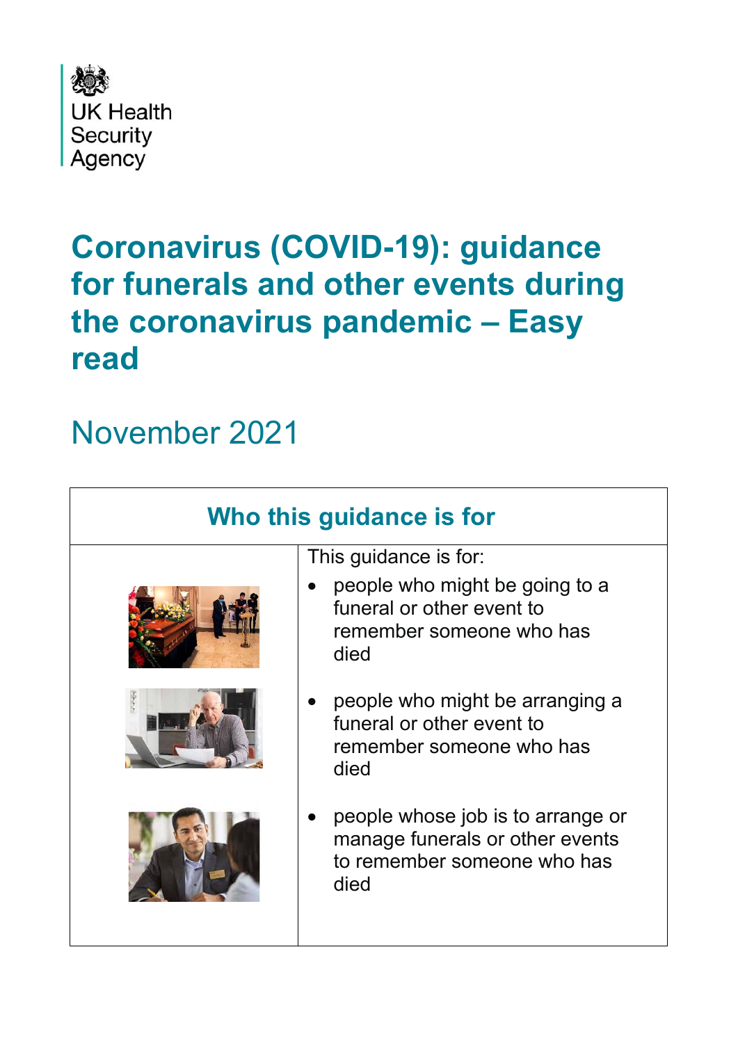UK Health Security Agency

# Coronavirus (COVID-19): guidance for funerals and other events during the coronavirus pandemic – Easy read

November 2021

## Who this guidance is for

This guidance is for:

- people who might be going to a funeral or other event to remember someone who has died
- people who might be arranging a funeral or other event to remember someone who has died
- people whose job is to arrange or manage funerals or other events to remember someone who has died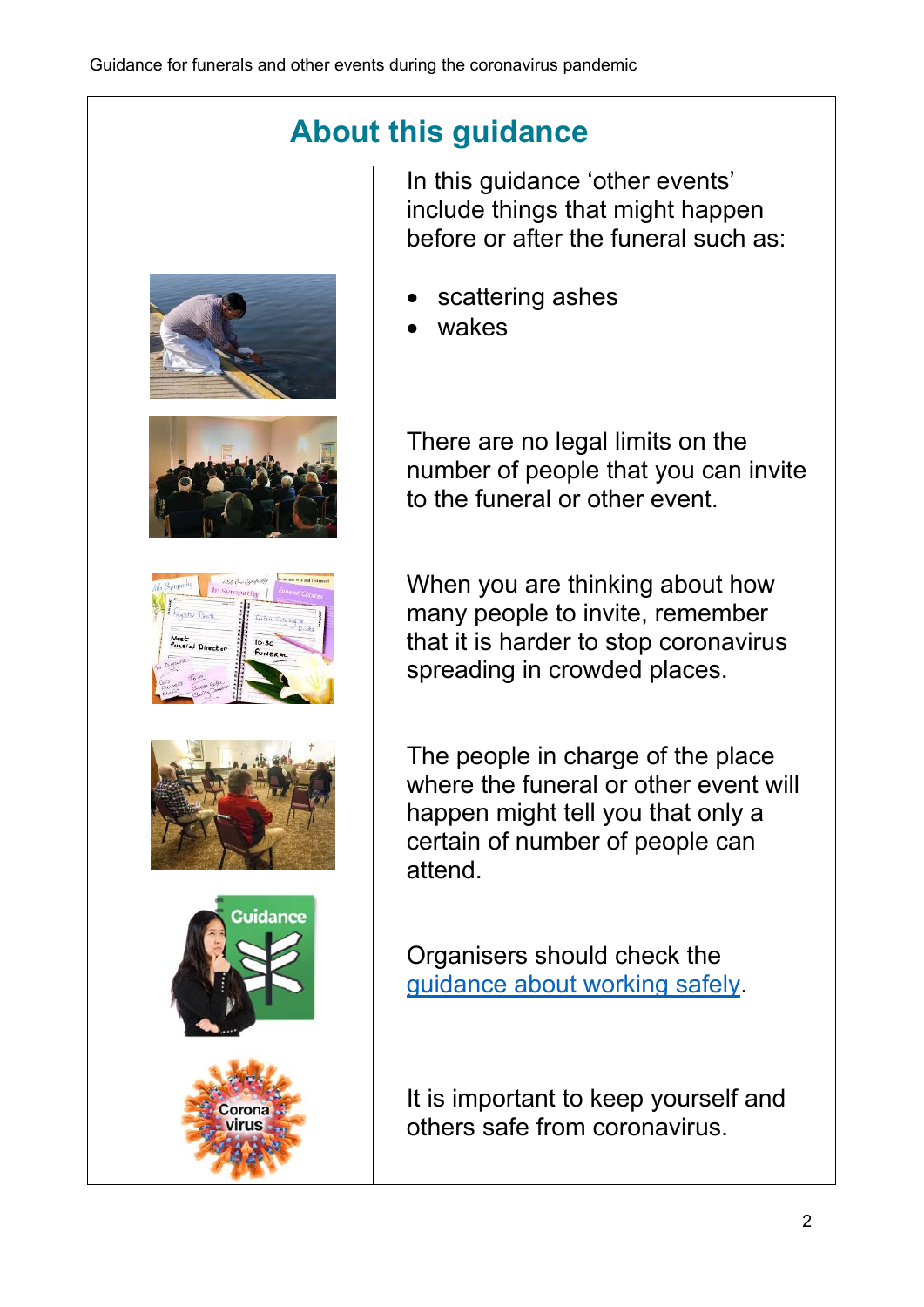## About this guidance

In this guidance 'other events' include things that might happen before or after the funeral such as:

- scattering ashes
- wakes

There are no legal limits on the number of people that you can invite to the funeral or other event.

When you are thinking about how many people to invite, remember that it is harder to stop coronavirus spreading in crowded places.

The people in charge of the place where the funeral or other event will happen might tell you that only a certain of number of people can attend.

Organisers should check the guidance about working safely.

It is important to keep yourself and others safe from coronavirus.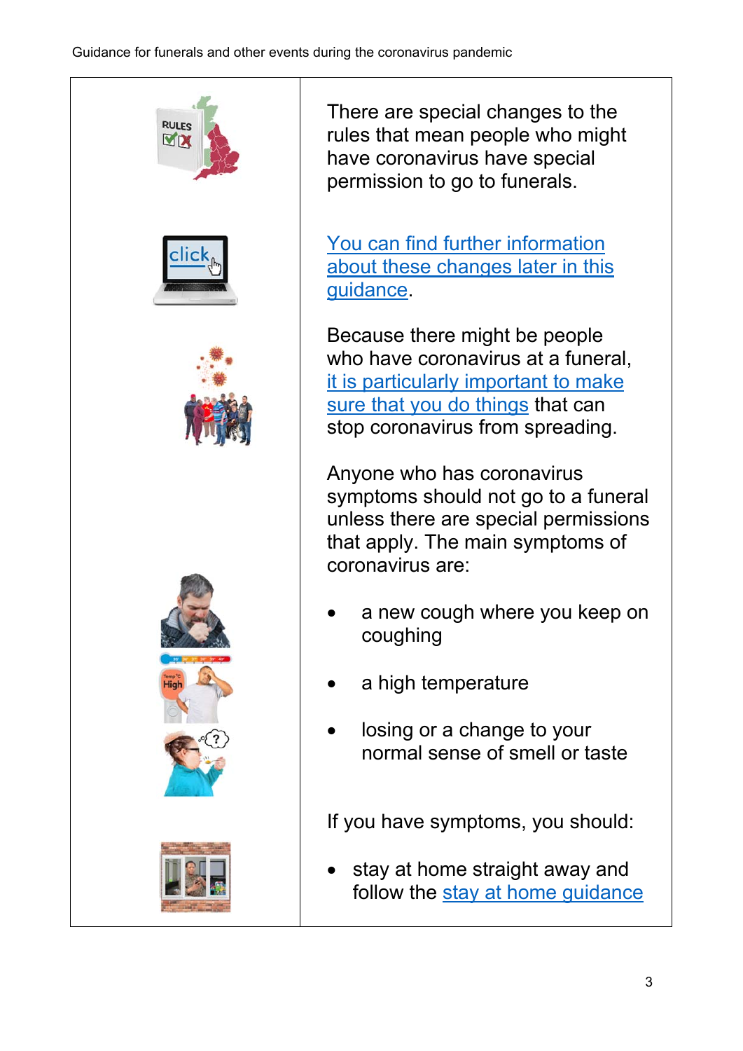There are special changes to the rules that mean people who might have coronavirus have special permission to go to funerals.

[You can find further information about these changes later in this guidance](#).

Because there might be people who have coronavirus at a funeral, [it is particularly important to make sure that you do things](#) that can stop coronavirus from spreading.

Anyone who has coronavirus symptoms should not go to a funeral unless there are special permissions that apply. The main symptoms of coronavirus are:

- a new cough where you keep on coughing
- a high temperature
- losing or a change to your normal sense of smell or taste

If you have symptoms, you should:

- stay at home straight away and follow the [stay at home guidance](#)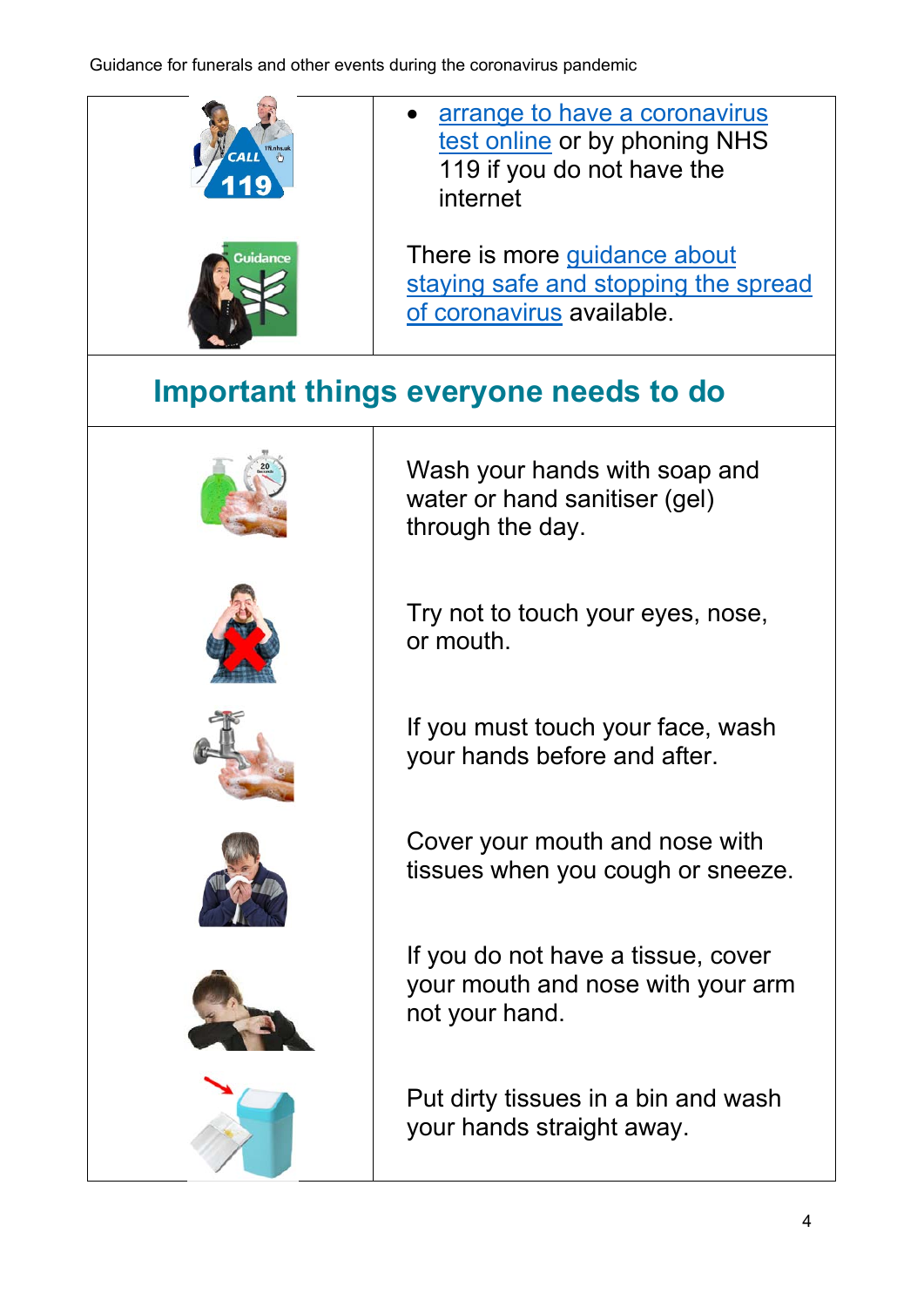- arrange to have a coronavirus test online or by phoning NHS 119 if you do not have the internet

There is more guidance about staying safe and stopping the spread of coronavirus available.

## Important things everyone needs to do

Wash your hands with soap and water or hand sanitiser (gel) through the day.

Try not to touch your eyes, nose, or mouth.

If you must touch your face, wash your hands before and after.

Cover your mouth and nose with tissues when you cough or sneeze.

If you do not have a tissue, cover your mouth and nose with your arm not your hand.

Put dirty tissues in a bin and wash your hands straight away.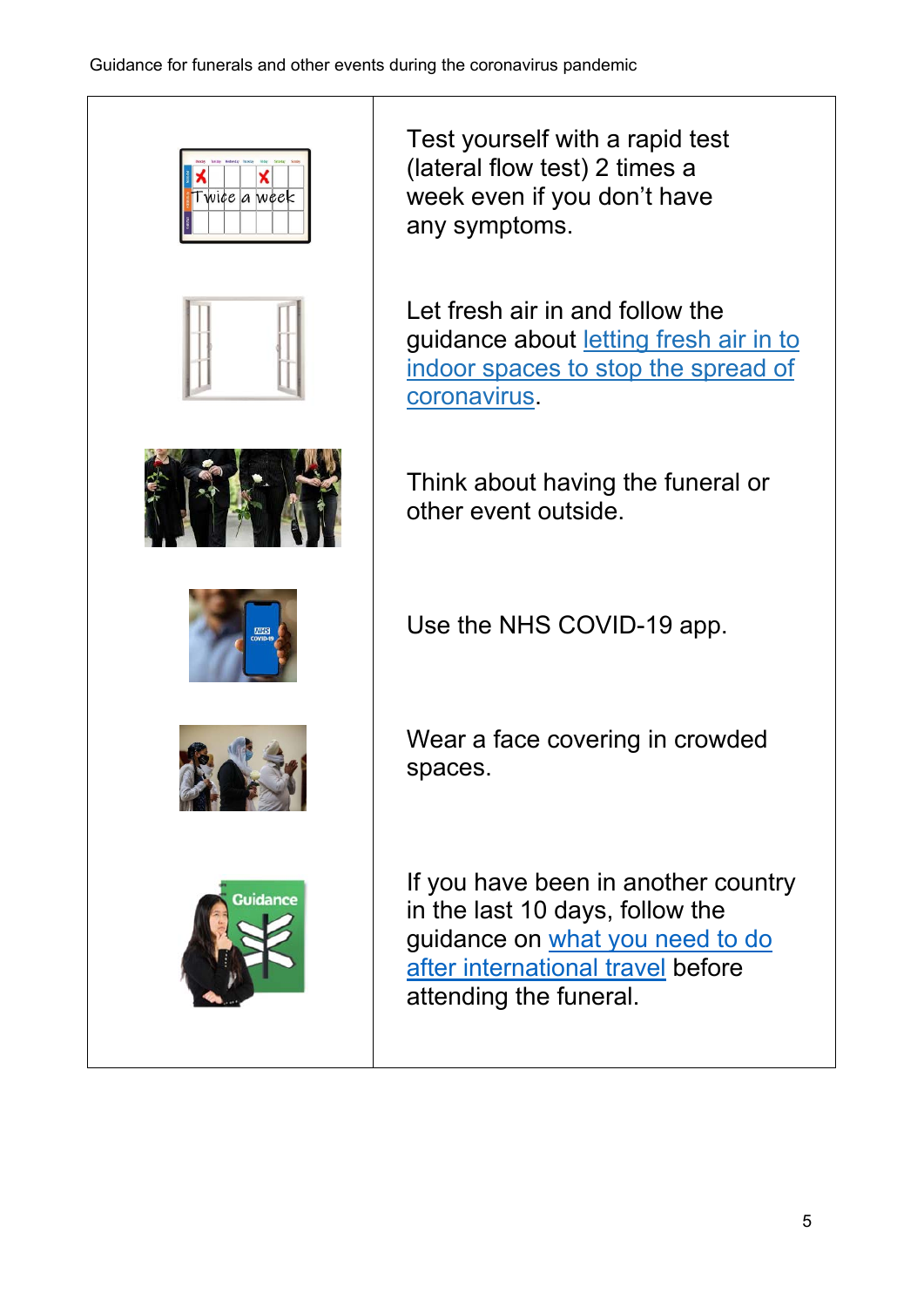- Test yourself with a rapid test (lateral flow test) 2 times a week even if you don't have any symptoms.
- Let fresh air in and follow the guidance about [letting fresh air in to indoor spaces to stop the spread of coronavirus](#).
- Think about having the funeral or other event outside.
- Use the NHS COVID-19 app.
- Wear a face covering in crowded spaces.
- If you have been in another country in the last 10 days, follow the guidance on [what you need to do after international travel](#) before attending the funeral.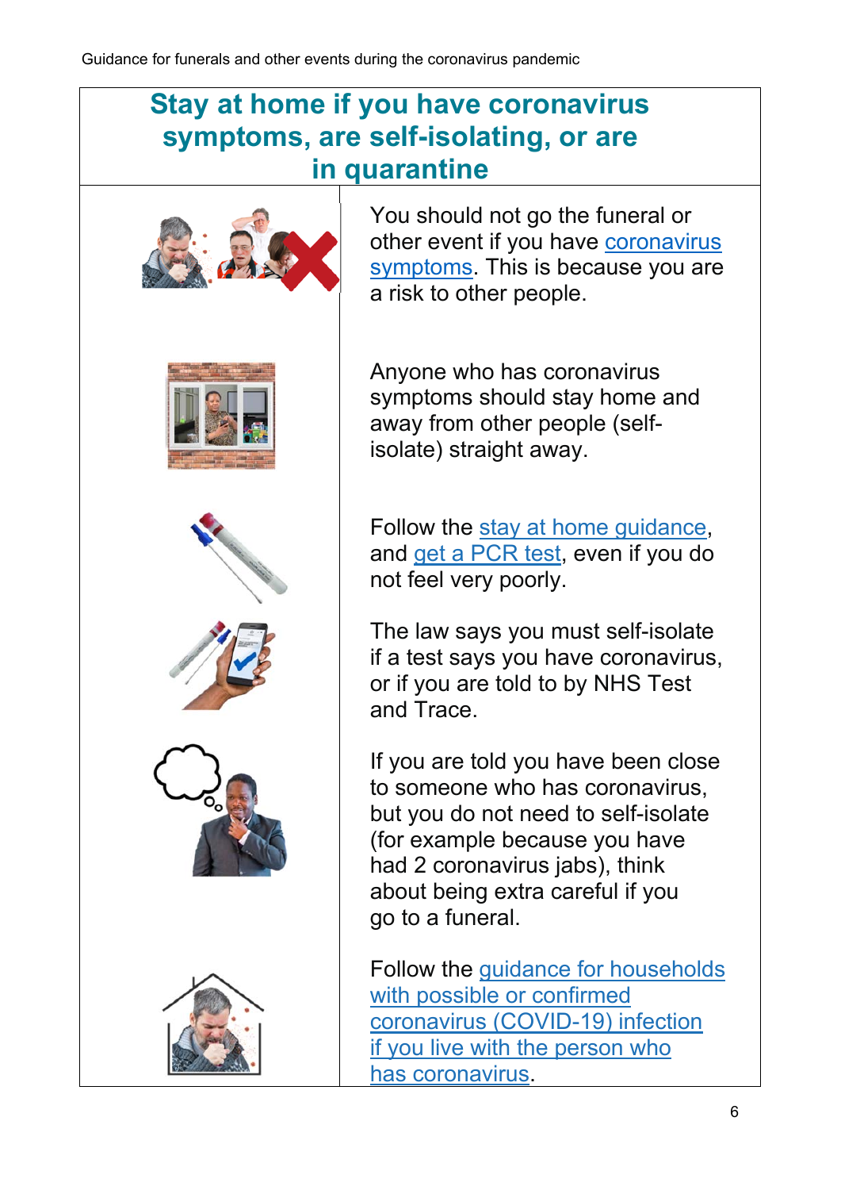## Stay at home if you have coronavirus symptoms, are self-isolating, or are in quarantine

You should not go the funeral or other event if you have coronavirus symptoms. This is because you are a risk to other people.

Anyone who has coronavirus symptoms should stay home and away from other people (self-isolate) straight away.

Follow the stay at home guidance, and get a PCR test, even if you do not feel very poorly.

The law says you must self-isolate if a test says you have coronavirus, or if you are told to by NHS Test and Trace.

If you are told you have been close to someone who has coronavirus, but you do not need to self-isolate (for example because you have had 2 coronavirus jabs), think about being extra careful if you go to a funeral.

Follow the guidance for households with possible or confirmed coronavirus (COVID-19) infection if you live with the person who has coronavirus.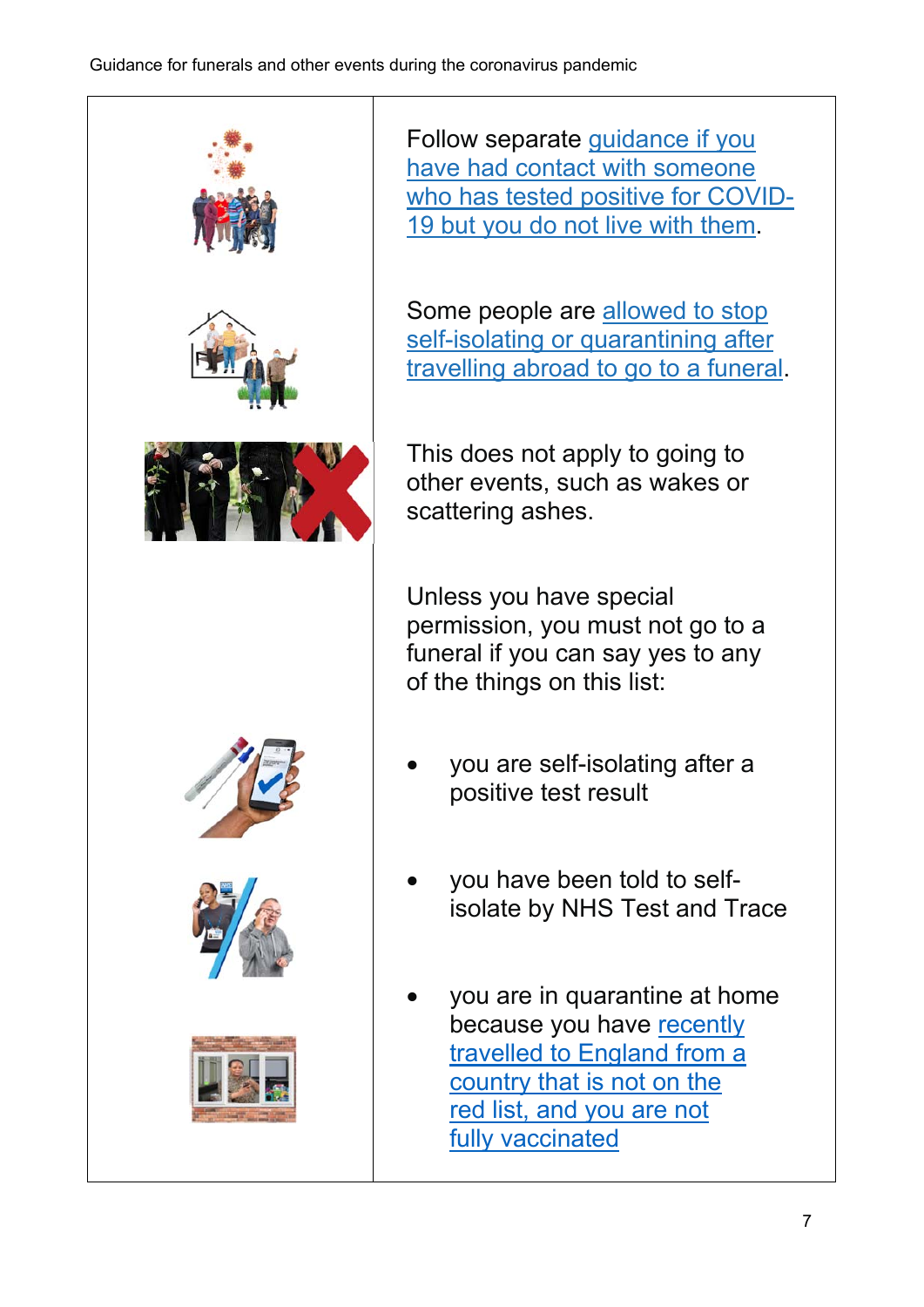Follow separate guidance if you have had contact with someone who has tested positive for COVID-19 but you do not live with them.

Some people are allowed to stop self-isolating or quarantining after travelling abroad to go to a funeral.

This does not apply to going to other events, such as wakes or scattering ashes.

Unless you have special permission, you must not go to a funeral if you can say yes to any of the things on this list:

- you are self-isolating after a positive test result
- you have been told to self-isolate by NHS Test and Trace
- you are in quarantine at home because you have recently travelled to England from a country that is not on the red list, and you are not fully vaccinated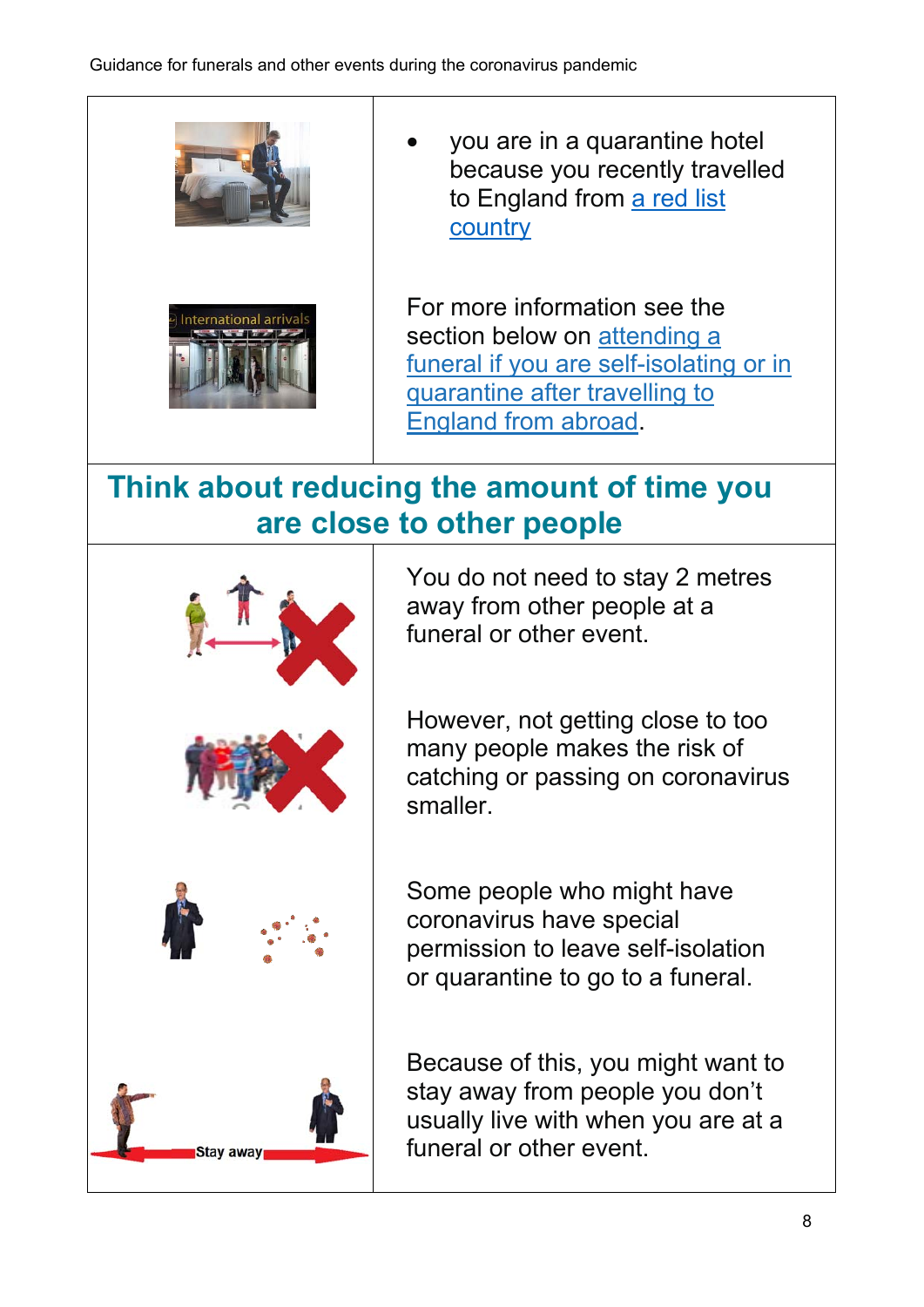- you are in a quarantine hotel because you recently travelled to England from a red list country

For more information see the section below on attending a funeral if you are self-isolating or in quarantine after travelling to England from abroad.

## Think about reducing the amount of time you are close to other people

You do not need to stay 2 metres away from other people at a funeral or other event.

However, not getting close to too many people makes the risk of catching or passing on coronavirus smaller.

Some people who might have coronavirus have special permission to leave self-isolation or quarantine to go to a funeral.

Because of this, you might want to stay away from people you don't usually live with when you are at a funeral or other event.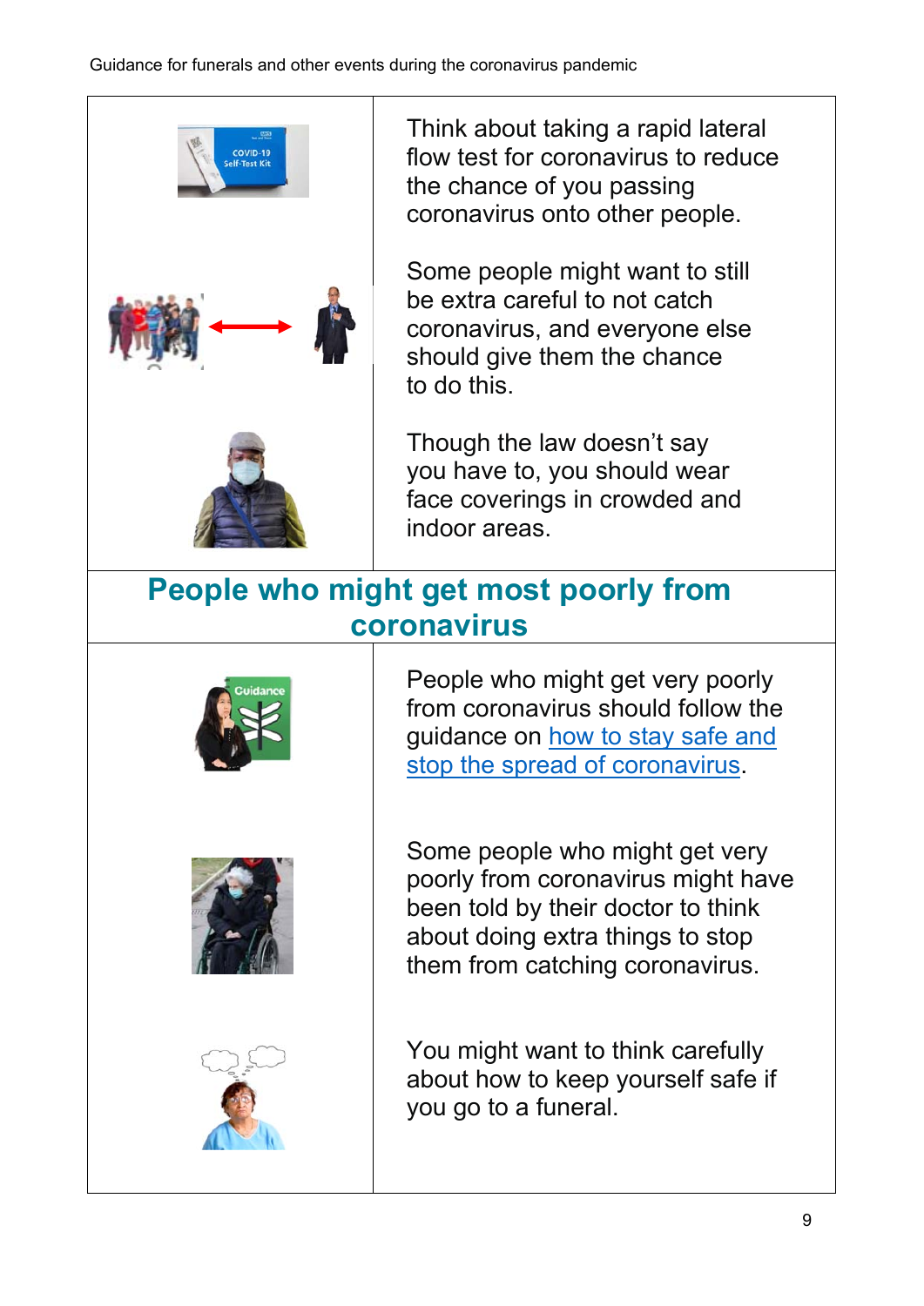Think about taking a rapid lateral flow test for coronavirus to reduce the chance of you passing coronavirus onto other people.

Some people might want to still be extra careful to not catch coronavirus, and everyone else should give them the chance to do this.

Though the law doesn't say you have to, you should wear face coverings in crowded and indoor areas.

## People who might get most poorly from coronavirus

People who might get very poorly from coronavirus should follow the guidance on how to stay safe and stop the spread of coronavirus.

Some people who might get very poorly from coronavirus might have been told by their doctor to think about doing extra things to stop them from catching coronavirus.

You might want to think carefully about how to keep yourself safe if you go to a funeral.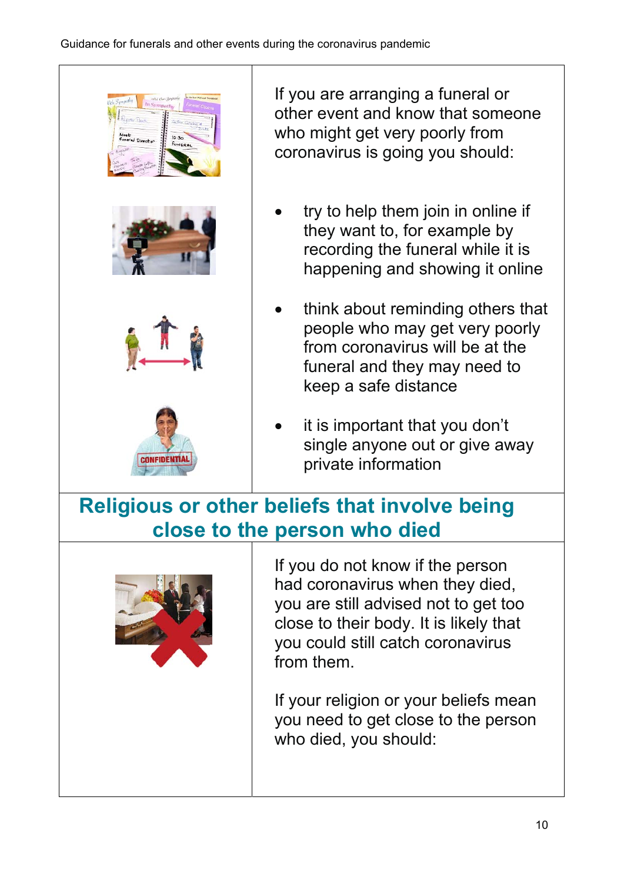If you are arranging a funeral or other event and know that someone who might get very poorly from coronavirus is going you should:

- try to help them join in online if they want to, for example by recording the funeral while it is happening and showing it online
- think about reminding others that people who may get very poorly from coronavirus will be at the funeral and they may need to keep a safe distance
- it is important that you don't single anyone out or give away private information

## Religious or other beliefs that involve being close to the person who died

If you do not know if the person had coronavirus when they died, you are still advised not to get too close to their body. It is likely that you could still catch coronavirus from them.

If your religion or your beliefs mean you need to get close to the person who died, you should: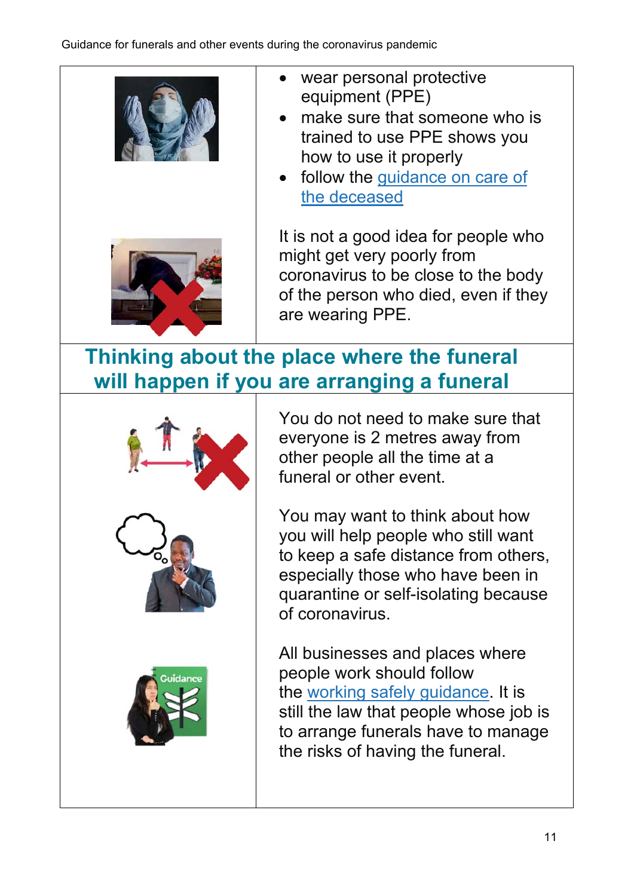- wear personal protective equipment (PPE)
- make sure that someone who is trained to use PPE shows you how to use it properly
- follow the [guidance on care of the deceased]

It is not a good idea for people who might get very poorly from coronavirus to be close to the body of the person who died, even if they are wearing PPE.

## Thinking about the place where the funeral will happen if you are arranging a funeral

You do not need to make sure that everyone is 2 metres away from other people all the time at a funeral or other event.

You may want to think about how you will help people who still want to keep a safe distance from others, especially those who have been in quarantine or self-isolating because of coronavirus.

All businesses and places where people work should follow the [working safely guidance]. It is still the law that people whose job is to arrange funerals have to manage the risks of having the funeral.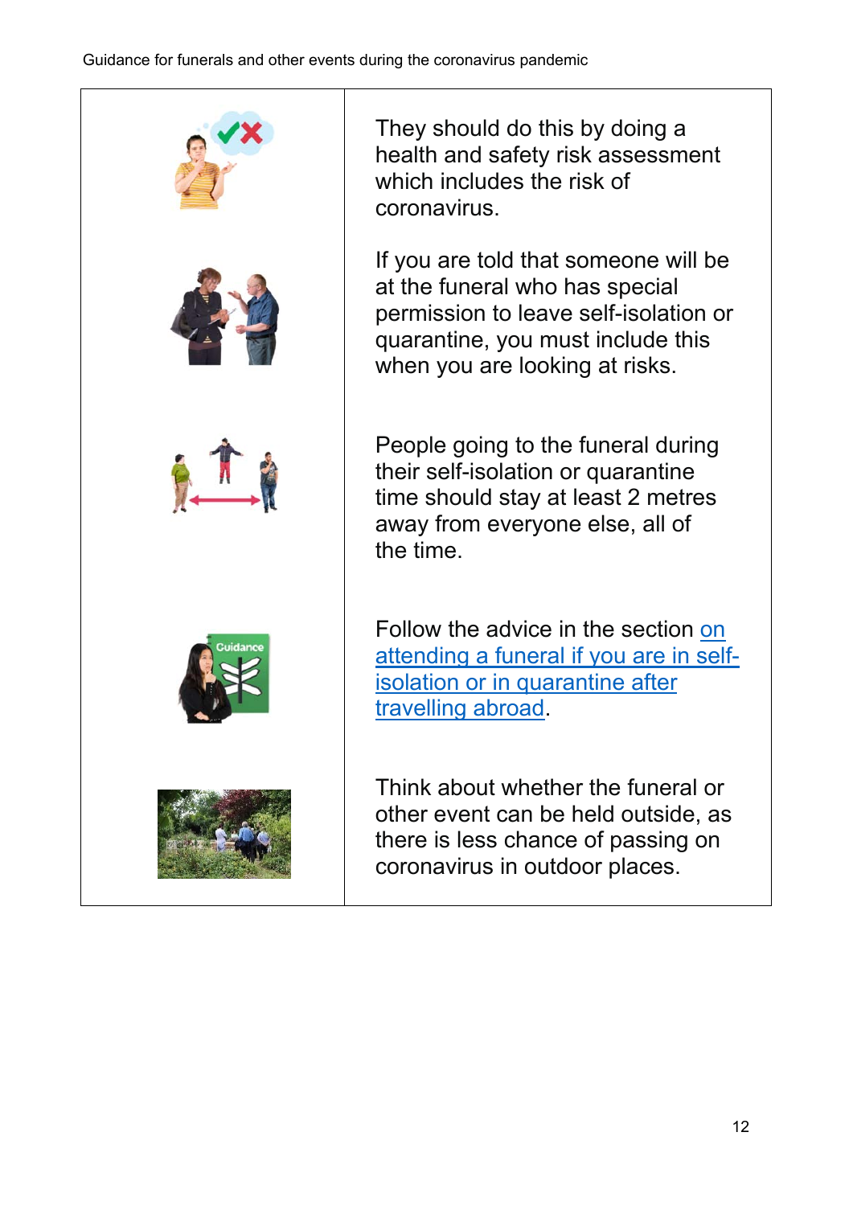They should do this by doing a health and safety risk assessment which includes the risk of coronavirus.

If you are told that someone will be at the funeral who has special permission to leave self-isolation or quarantine, you must include this when you are looking at risks.

People going to the funeral during their self-isolation or quarantine time should stay at least 2 metres away from everyone else, all of the time.

Follow the advice in the section on attending a funeral if you are in self-isolation or in quarantine after travelling abroad.

Think about whether the funeral or other event can be held outside, as there is less chance of passing on coronavirus in outdoor places.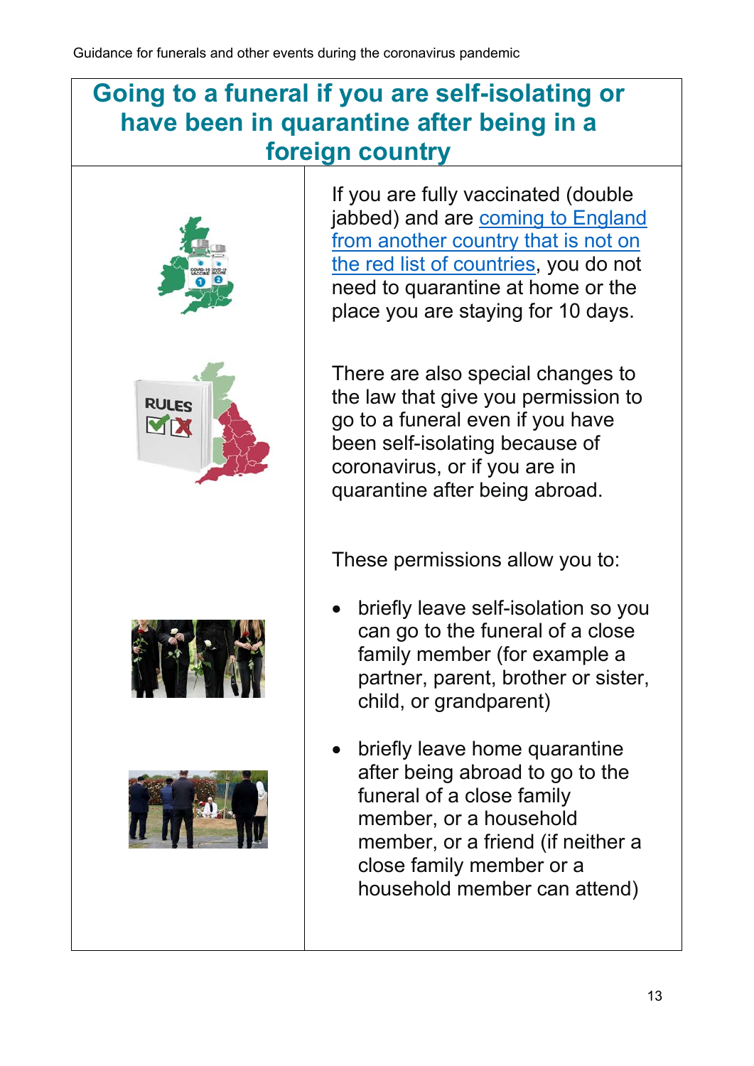## Going to a funeral if you are self-isolating or have been in quarantine after being in a foreign country

If you are fully vaccinated (double jabbed) and are coming to England from another country that is not on the red list of countries, you do not need to quarantine at home or the place you are staying for 10 days.

There are also special changes to the law that give you permission to go to a funeral even if you have been self-isolating because of coronavirus, or if you are in quarantine after being abroad.

These permissions allow you to:

- briefly leave self-isolation so you can go to the funeral of a close family member (for example a partner, parent, brother or sister, child, or grandparent)
- briefly leave home quarantine after being abroad to go to the funeral of a close family member, or a household member, or a friend (if neither a close family member or a household member can attend)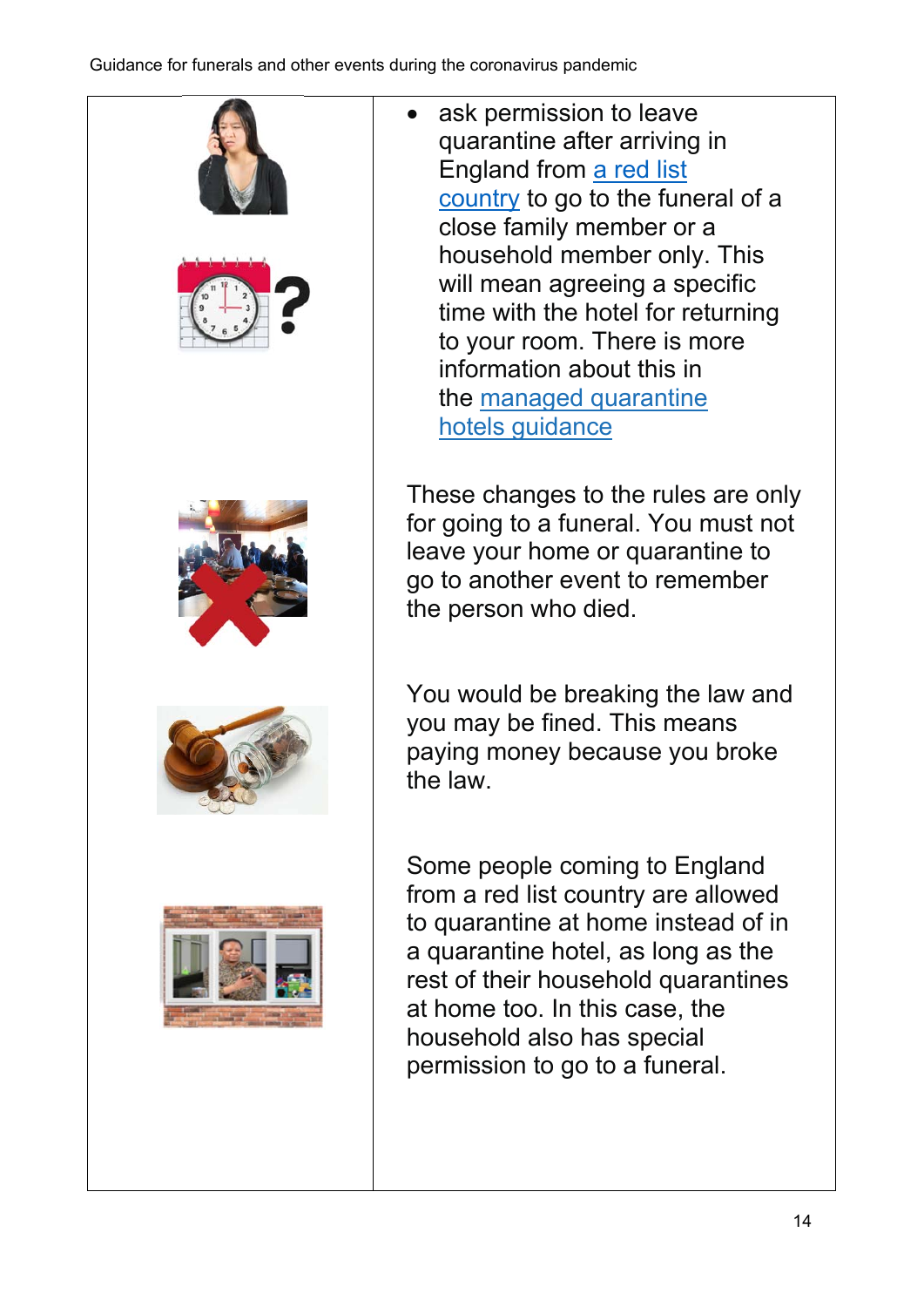- ask permission to leave quarantine after arriving in England from [a red list country]() to go to the funeral of a close family member or a household member only. This will mean agreeing a specific time with the hotel for returning to your room. There is more information about this in the [managed quarantine hotels guidance]()

These changes to the rules are only for going to a funeral. You must not leave your home or quarantine to go to another event to remember the person who died.

You would be breaking the law and you may be fined. This means paying money because you broke the law.

Some people coming to England from a red list country are allowed to quarantine at home instead of in a quarantine hotel, as long as the rest of their household quarantines at home too. In this case, the household also has special permission to go to a funeral.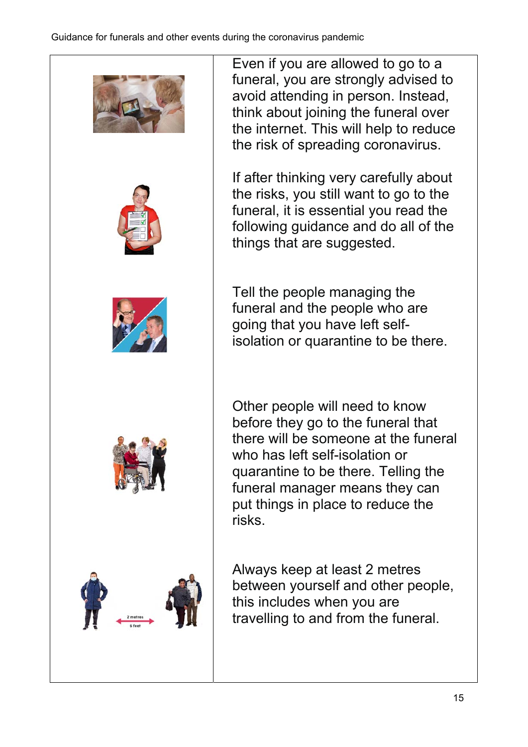Even if you are allowed to go to a funeral, you are strongly advised to avoid attending in person. Instead, think about joining the funeral over the internet. This will help to reduce the risk of spreading coronavirus.

If after thinking very carefully about the risks, you still want to go to the funeral, it is essential you read the following guidance and do all of the things that are suggested.

Tell the people managing the funeral and the people who are going that you have left self-isolation or quarantine to be there.

Other people will need to know before they go to the funeral that there will be someone at the funeral who has left self-isolation or quarantine to be there. Telling the funeral manager means they can put things in place to reduce the risks.

Always keep at least 2 metres between yourself and other people, this includes when you are travelling to and from the funeral.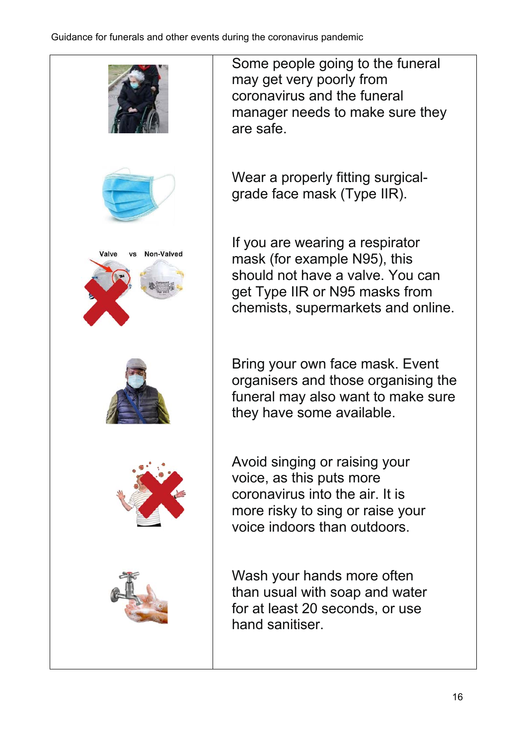Some people going to the funeral may get very poorly from coronavirus and the funeral manager needs to make sure they are safe.

Wear a properly fitting surgical-grade face mask (Type IIR).

Valve vs Non-Valved

If you are wearing a respirator mask (for example N95), this should not have a valve. You can get Type IIR or N95 masks from chemists, supermarkets and online.

Bring your own face mask. Event organisers and those organising the funeral may also want to make sure they have some available.

Avoid singing or raising your voice, as this puts more coronavirus into the air. It is more risky to sing or raise your voice indoors than outdoors.

Wash your hands more often than usual with soap and water for at least 20 seconds, or use hand sanitiser.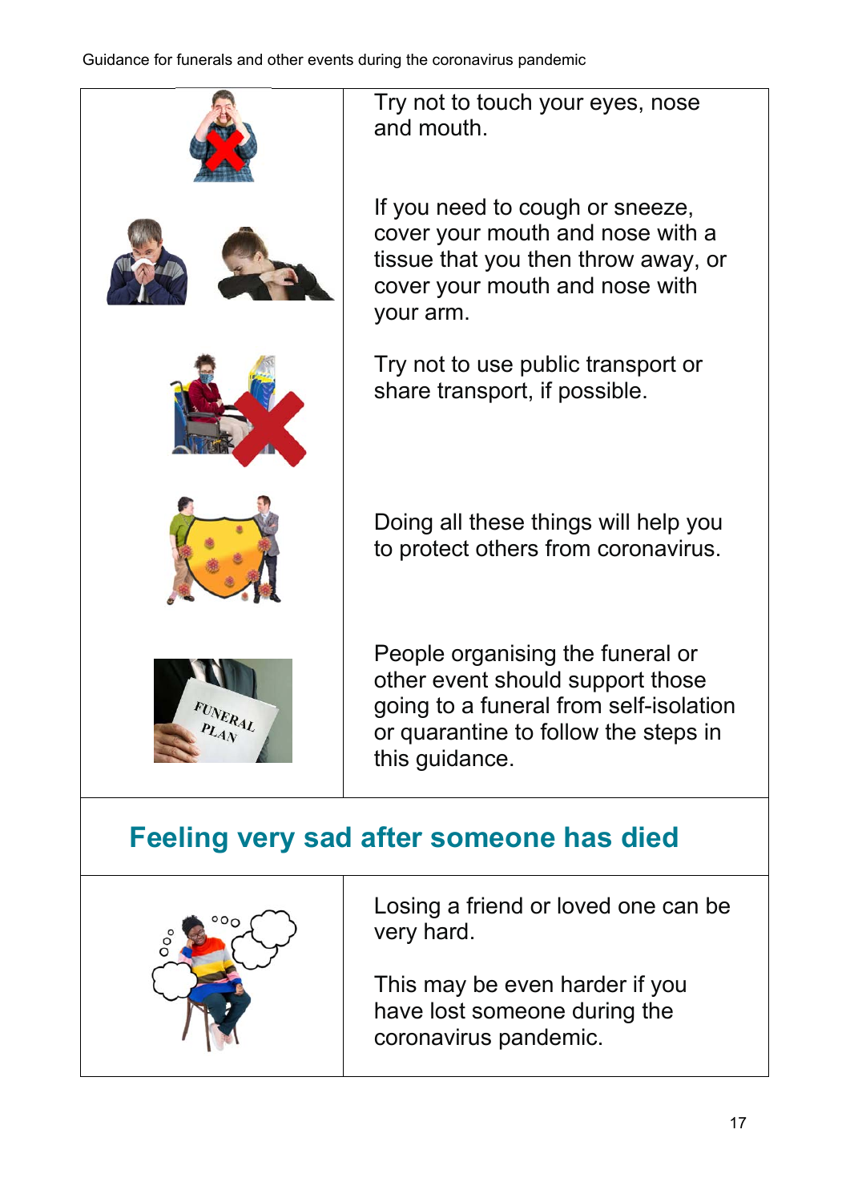Try not to touch your eyes, nose and mouth.

If you need to cough or sneeze, cover your mouth and nose with a tissue that you then throw away, or cover your mouth and nose with your arm.

Try not to use public transport or share transport, if possible.

Doing all these things will help you to protect others from coronavirus.

People organising the funeral or other event should support those going to a funeral from self-isolation or quarantine to follow the steps in this guidance.

## Feeling very sad after someone has died

Losing a friend or loved one can be very hard.

This may be even harder if you have lost someone during the coronavirus pandemic.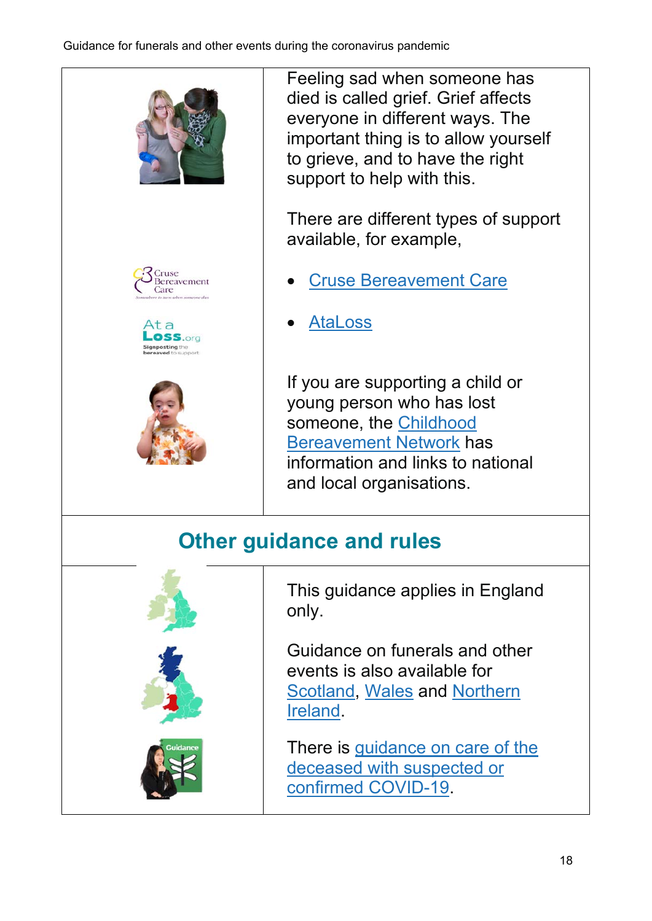Feeling sad when someone has died is called grief. Grief affects everyone in different ways. The important thing is to allow yourself to grieve, and to have the right support to help with this.

There are different types of support available, for example,

- Cruse Bereavement Care
- AtaLoss

If you are supporting a child or young person who has lost someone, the Childhood Bereavement Network has information and links to national and local organisations.

## Other guidance and rules

This guidance applies in England only.

Guidance on funerals and other events is also available for Scotland, Wales and Northern Ireland.

There is guidance on care of the deceased with suspected or confirmed COVID-19.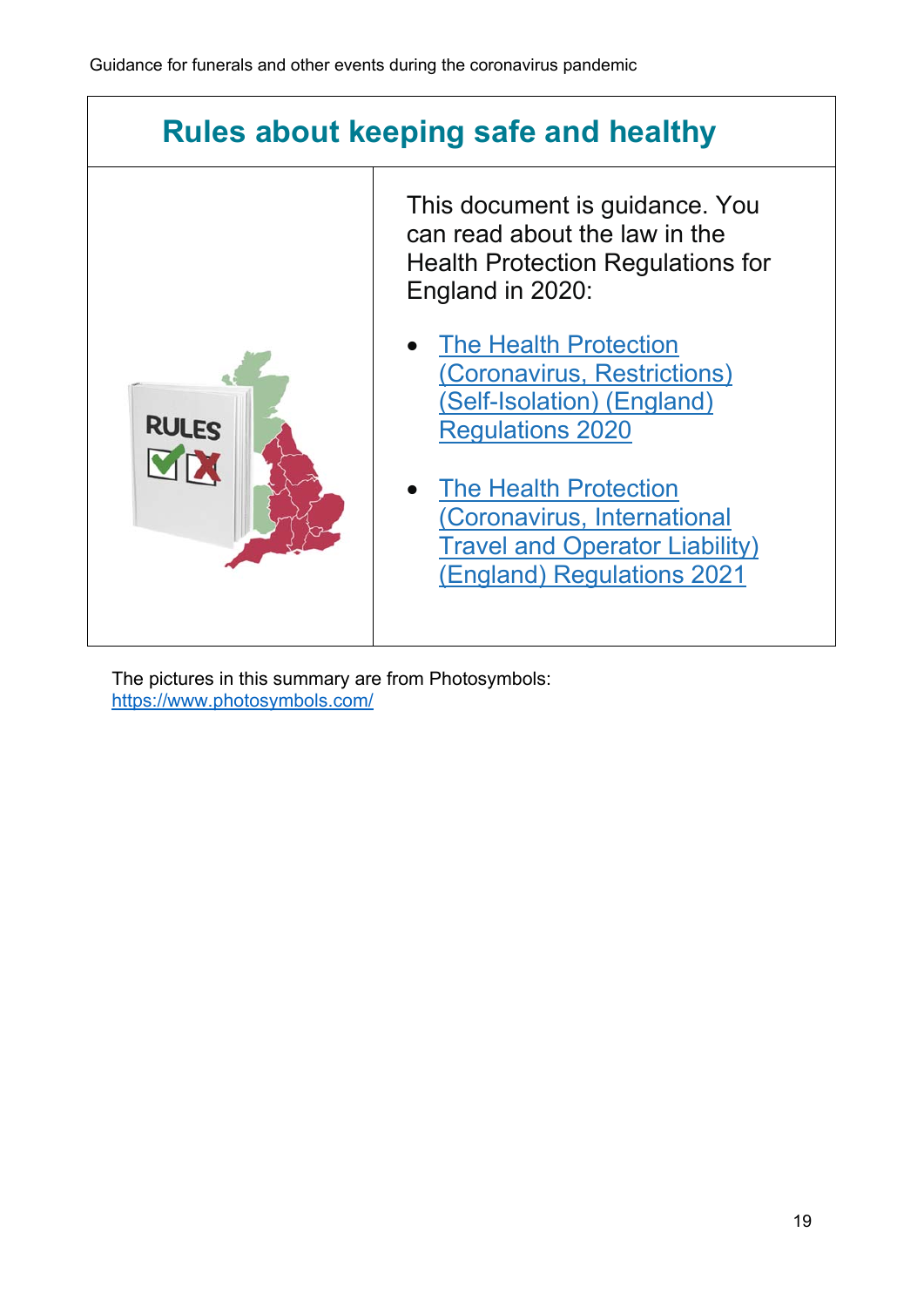## Rules about keeping safe and healthy

This document is guidance. You can read about the law in the Health Protection Regulations for England in 2020:

- The Health Protection (Coronavirus, Restrictions) (Self-Isolation) (England) Regulations 2020
- The Health Protection (Coronavirus, International Travel and Operator Liability) (England) Regulations 2021

The pictures in this summary are from Photosymbols: https://www.photosymbols.com/